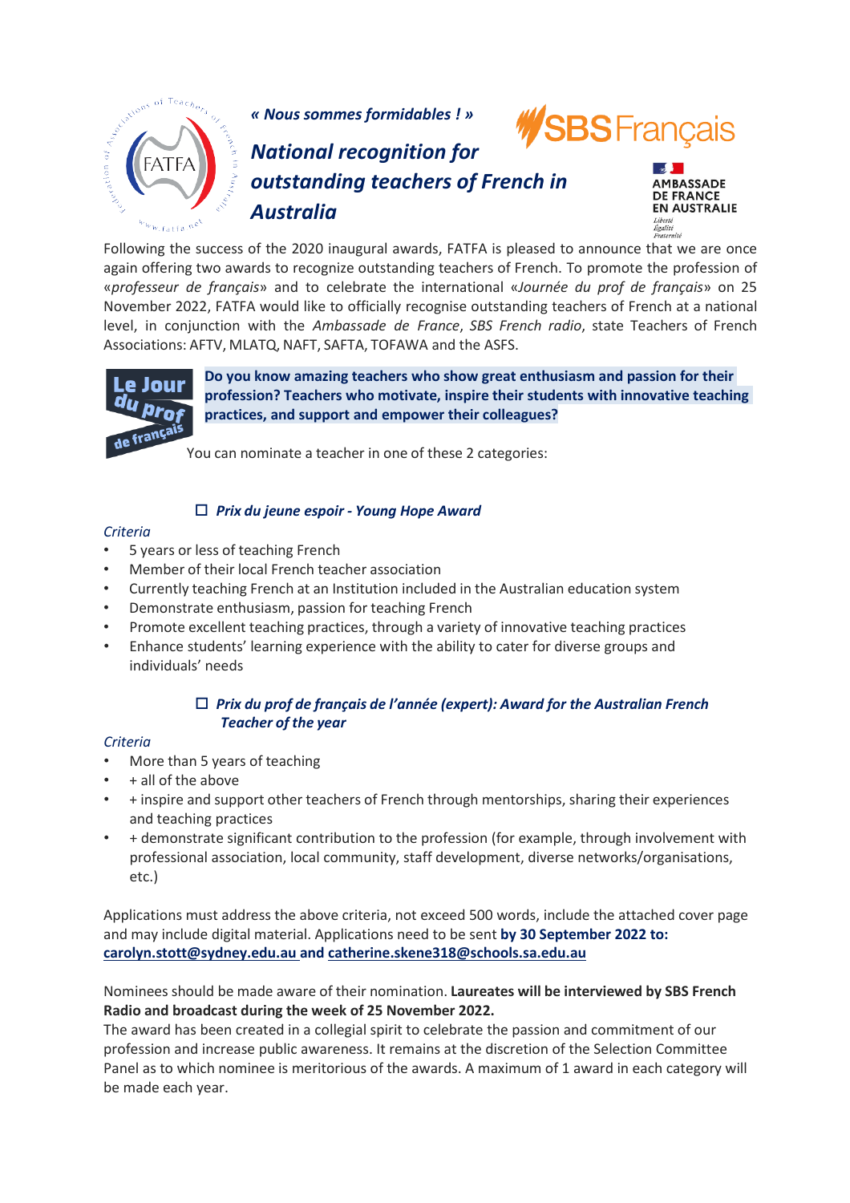*« Nous sommes formidables ! »*

# *National recognition for outstanding teachers of French in Australia*

Following the success of the 2020 inaugural awards, FATFA is pleased to announce that we are once again offering two awards to recognize outstanding teachers of French. To promote the profession of «*professeur de français*» and to celebrate the international «*Journée du prof de français*» on 25 November 2022, FATFA would like to officially recognise outstanding teachers of French at a national level, in conjunction with the *Ambassade de France*, *SBS French radio*, state Teachers of French Associations: AFTV, MLATQ, NAFT, SAFTA, TOFAWA and the ASFS.

**Do you know amazing teachers who show great enthusiasm and passion for their profession? Teachers who motivate, inspire their students with innovative teaching practices, and support and empower their colleagues?**

You can nominate a teacher in one of these 2 categories:

☐ ***Prix du jeune espoir - Young Hope Award***

*Criteria*

- 5 years or less of teaching French
- Member of their local French teacher association
- Currently teaching French at an Institution included in the Australian education system
- Demonstrate enthusiasm, passion for teaching French
- Promote excellent teaching practices, through a variety of innovative teaching practices
- Enhance students' learning experience with the ability to cater for diverse groups and individuals' needs

☐ ***Prix du prof de français de l'année (expert): Award for the Australian French Teacher of the year***

*Criteria*

- More than 5 years of teaching
- + all of the above
- + inspire and support other teachers of French through mentorships, sharing their experiences and teaching practices
- + demonstrate significant contribution to the profession (for example, through involvement with professional association, local community, staff development, diverse networks/organisations, etc.)

Applications must address the above criteria, not exceed 500 words, include the attached cover page and may include digital material. Applications need to be sent **by 30 September 2022 to: carolyn.stott@sydney.edu.au and catherine.skene318@schools.sa.edu.au**

Nominees should be made aware of their nomination. **Laureates will be interviewed by SBS French Radio and broadcast during the week of 25 November 2022.**

The award has been created in a collegial spirit to celebrate the passion and commitment of our profession and increase public awareness. It remains at the discretion of the Selection Committee Panel as to which nominee is meritorious of the awards. A maximum of 1 award in each category will be made each year.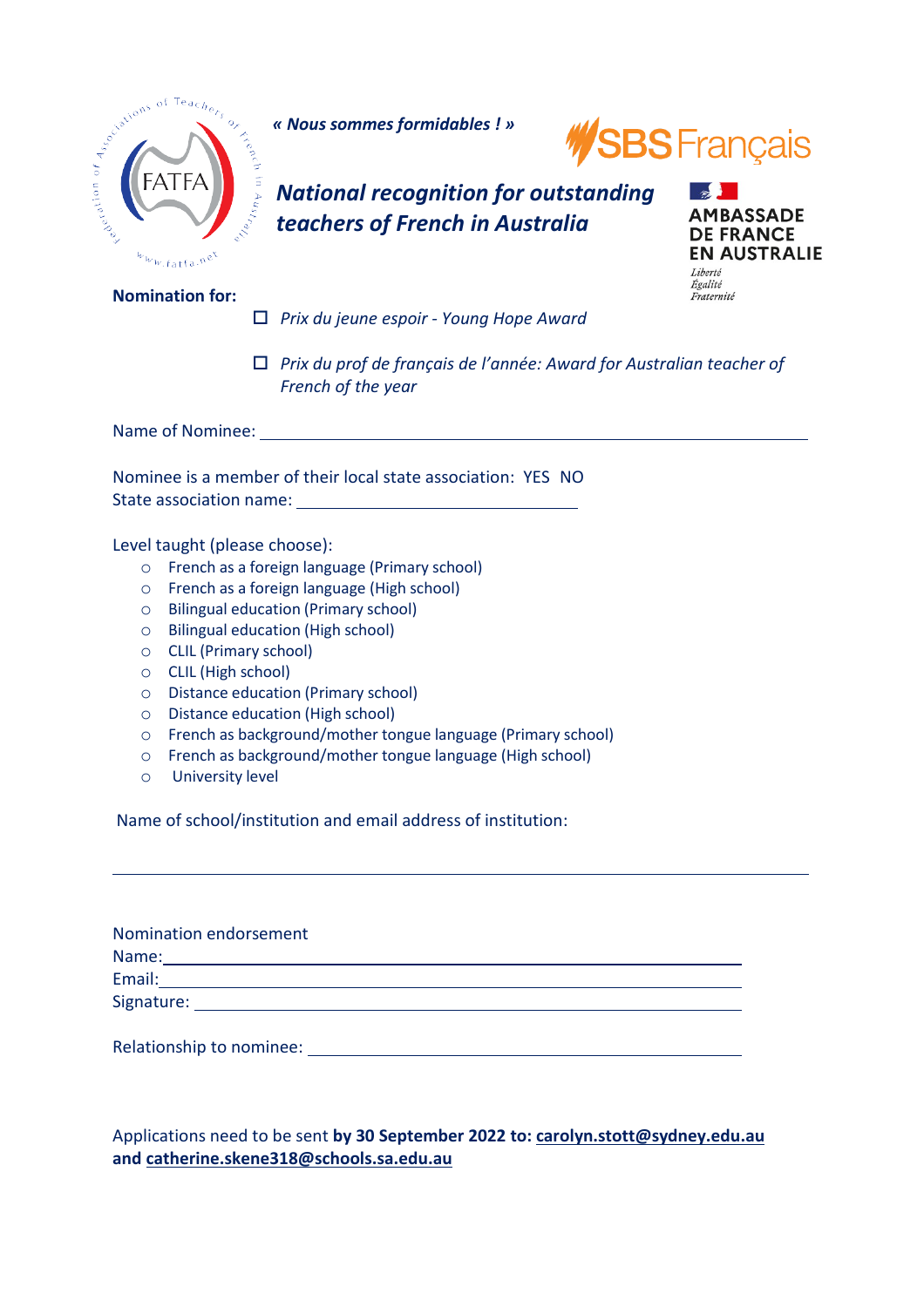*« Nous sommes formidables ! »*

## *National recognition for outstanding teachers of French in Australia*

AMBASSADE DE FRANCE EN AUSTRALIE

*Liberté*
*Égalité*
*Fraternité*

**Nomination for:**

- ☐ *Prix du jeune espoir - Young Hope Award*
- ☐ *Prix du prof de français de l'année: Award for Australian teacher of French of the year*

Name of Nominee: ______________________________________________

Nominee is a member of their local state association: YES NO
State association name: ______________________________

Level taught (please choose):

- French as a foreign language (Primary school)
- French as a foreign language (High school)
- Bilingual education (Primary school)
- Bilingual education (High school)
- CLIL (Primary school)
- CLIL (High school)
- Distance education (Primary school)
- Distance education (High school)
- French as background/mother tongue language (Primary school)
- French as background/mother tongue language (High school)
- University level

Name of school/institution and email address of institution:

______________________________________________

Nomination endorsement
Name: ______________________________________________
Email: ______________________________________________
Signature: ______________________________________________

Relationship to nominee: ______________________________________________

Applications need to be sent **by 30 September 2022 to: carolyn.stott@sydney.edu.au and catherine.skene318@schools.sa.edu.au**